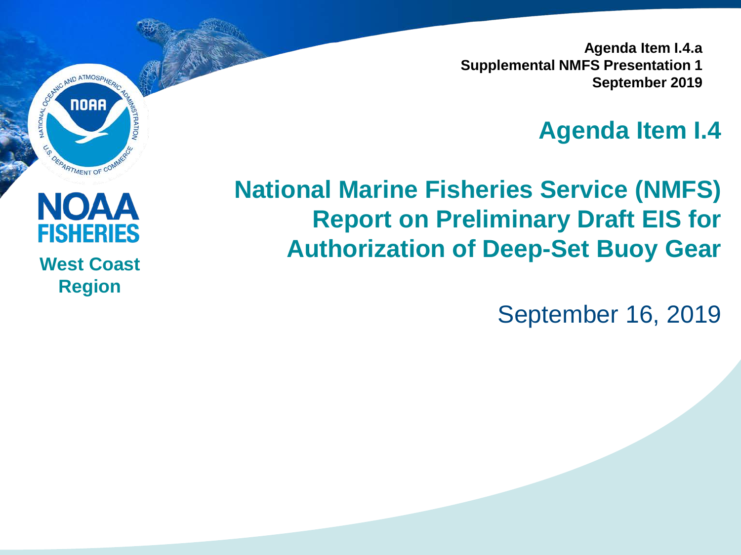Agenda Item I.4.a
Supplemental NMFS Presentation 1
September 2019

NOAA FISHERIES

West Coast Region

# Agenda Item I.4

# National Marine Fisheries Service (NMFS) Report on Preliminary Draft EIS for Authorization of Deep-Set Buoy Gear

September 16, 2019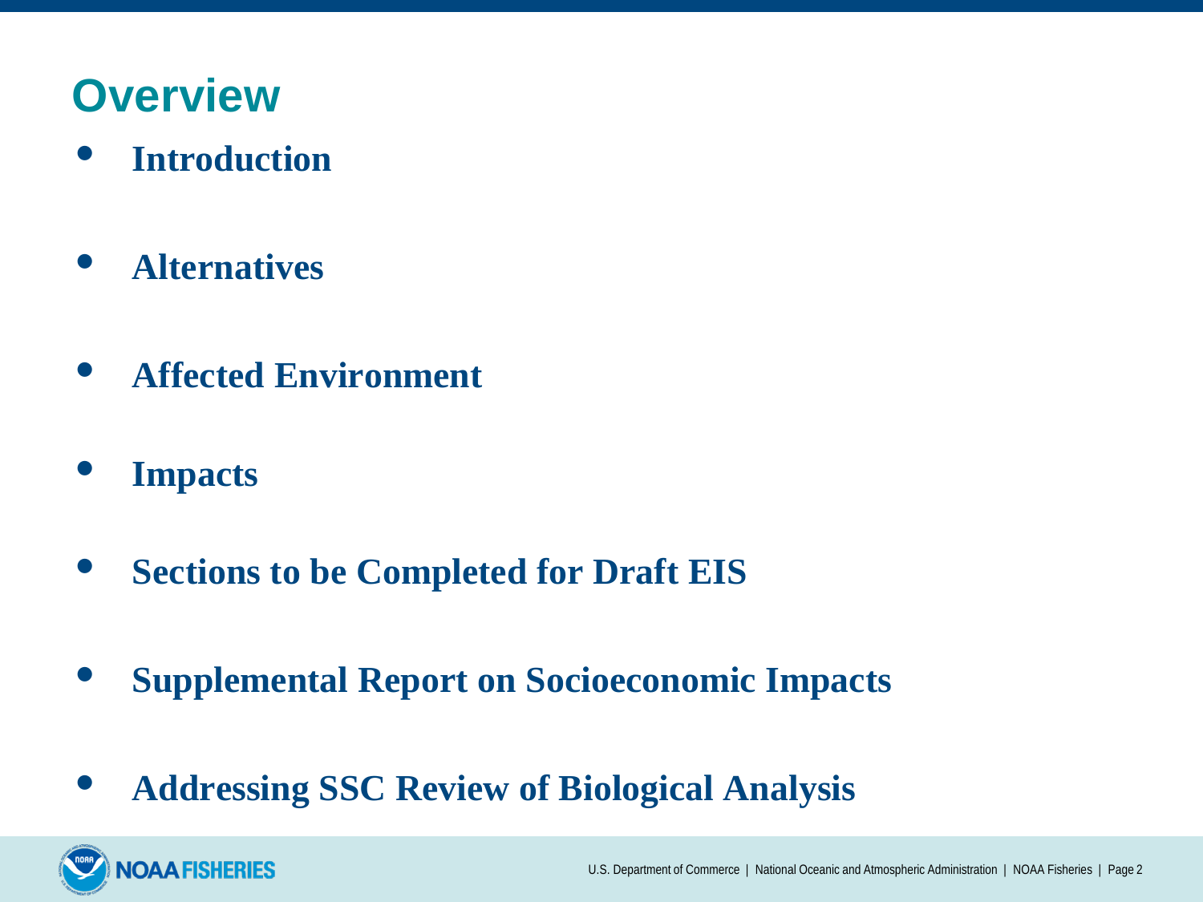# Overview

- **Introduction**
- **Alternatives**
- **Affected Environment**
- **Impacts**
- **Sections to be Completed for Draft EIS**
- **Supplemental Report on Socioeconomic Impacts**
- **Addressing SSC Review of Biological Analysis**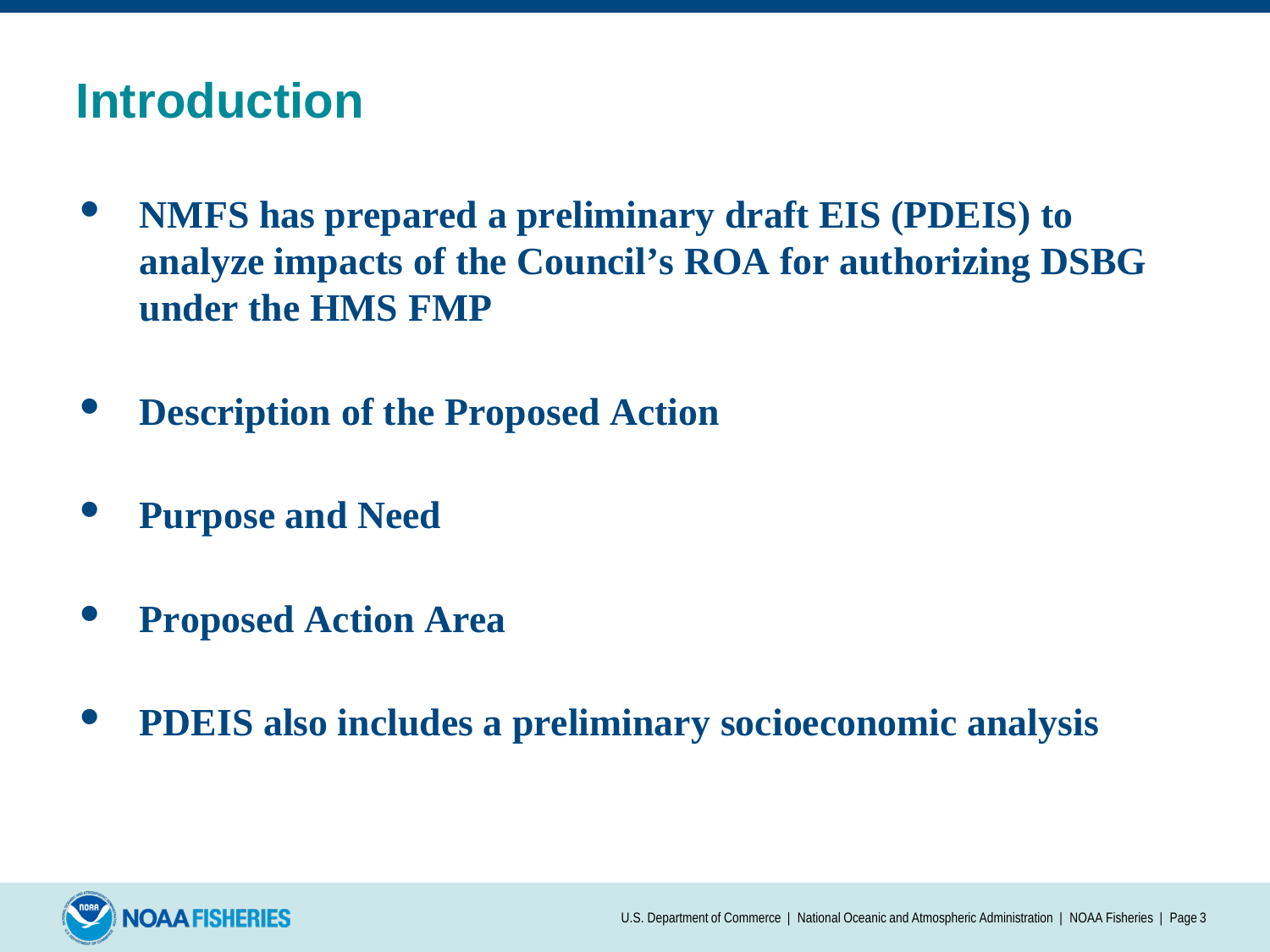# Introduction

- **NMFS has prepared a preliminary draft EIS (PDEIS) to analyze impacts of the Council's ROA for authorizing DSBG under the HMS FMP**
- **Description of the Proposed Action**
- **Purpose and Need**
- **Proposed Action Area**
- **PDEIS also includes a preliminary socioeconomic analysis**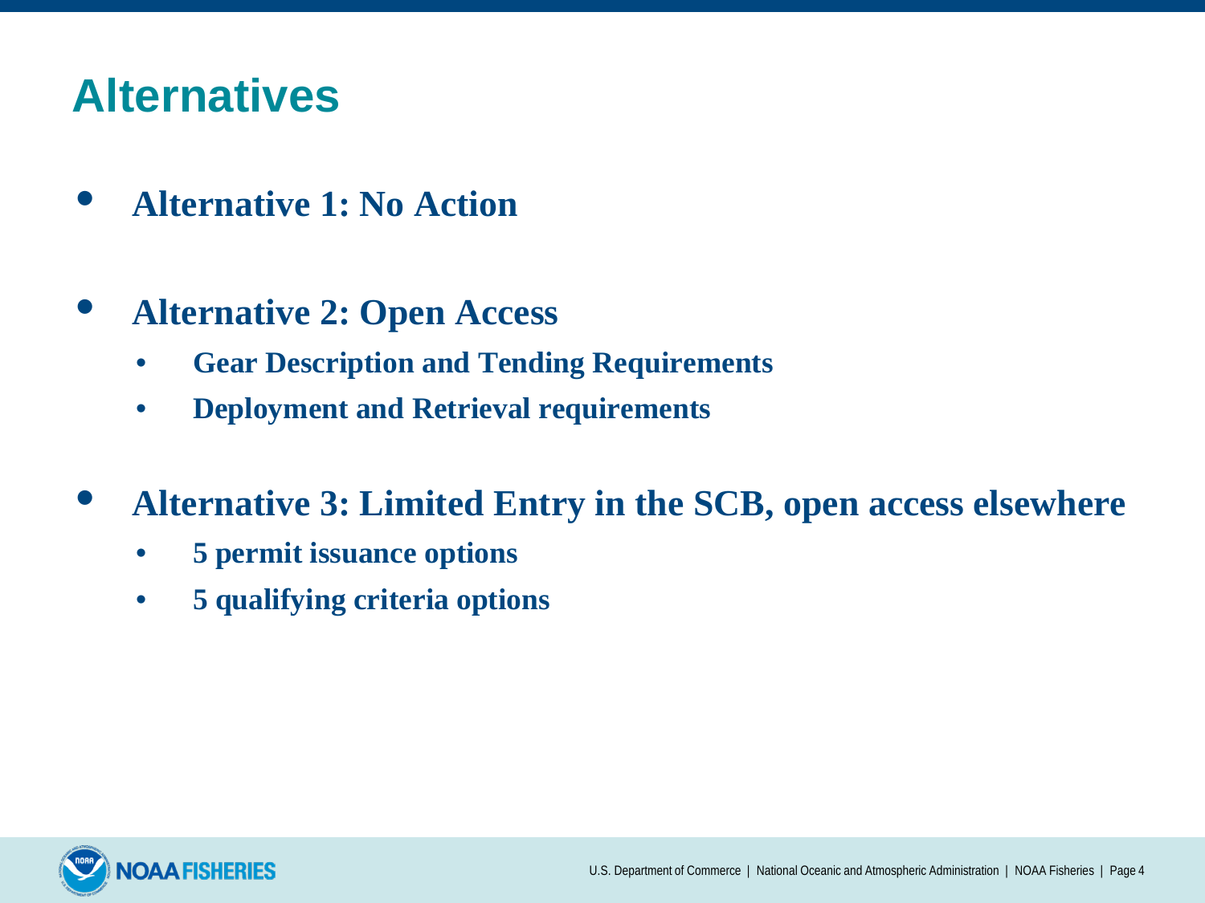# Alternatives

- **Alternative 1: No Action**

- **Alternative 2: Open Access**
  - **Gear Description and Tending Requirements**
  - **Deployment and Retrieval requirements**

- **Alternative 3: Limited Entry in the SCB, open access elsewhere**
  - **5 permit issuance options**
  - **5 qualifying criteria options**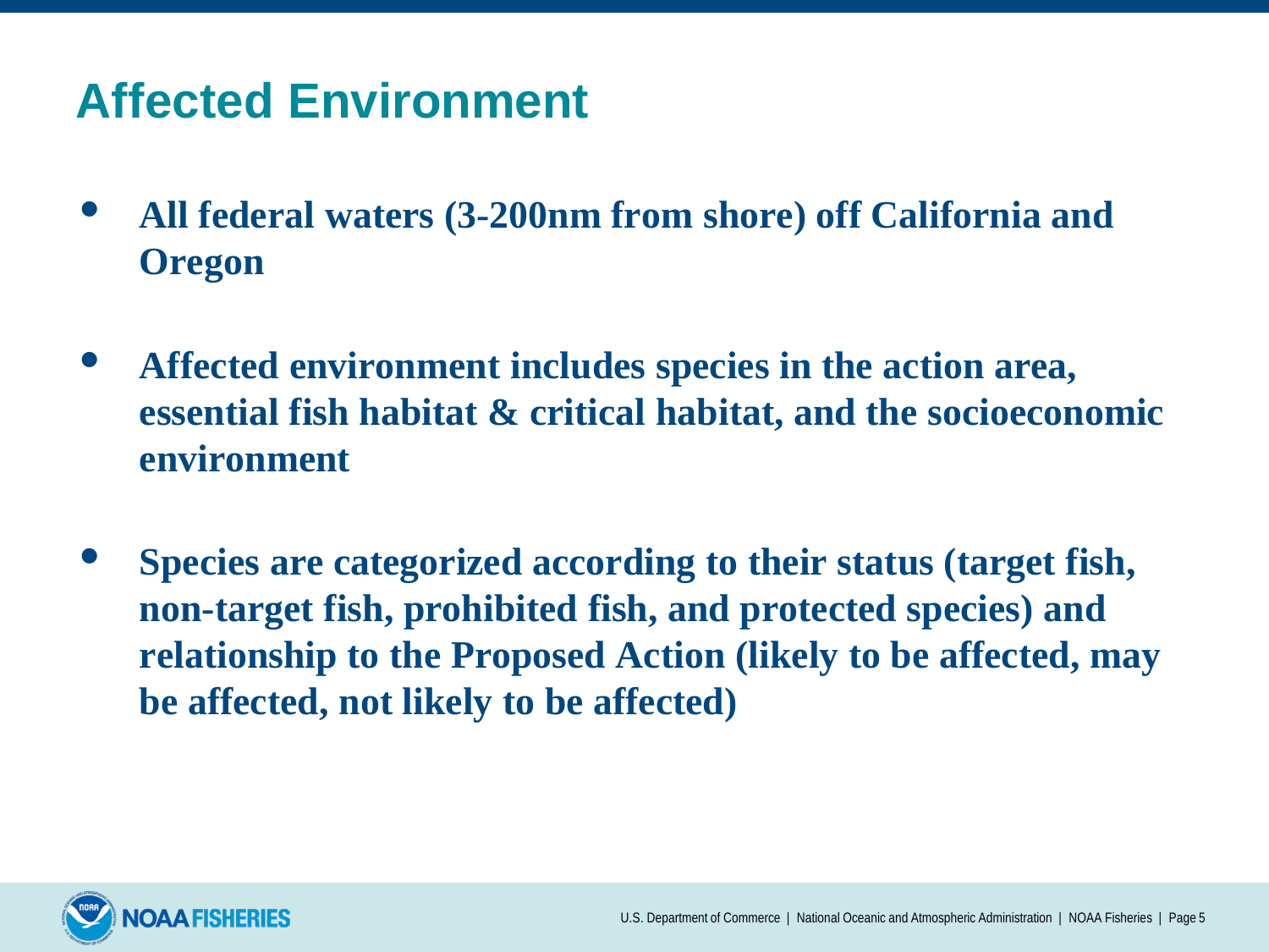# Affected Environment

- **All federal waters (3-200nm from shore) off California and Oregon**
- **Affected environment includes species in the action area, essential fish habitat & critical habitat, and the socioeconomic environment**
- **Species are categorized according to their status (target fish, non-target fish, prohibited fish, and protected species) and relationship to the Proposed Action (likely to be affected, may be affected, not likely to be affected)**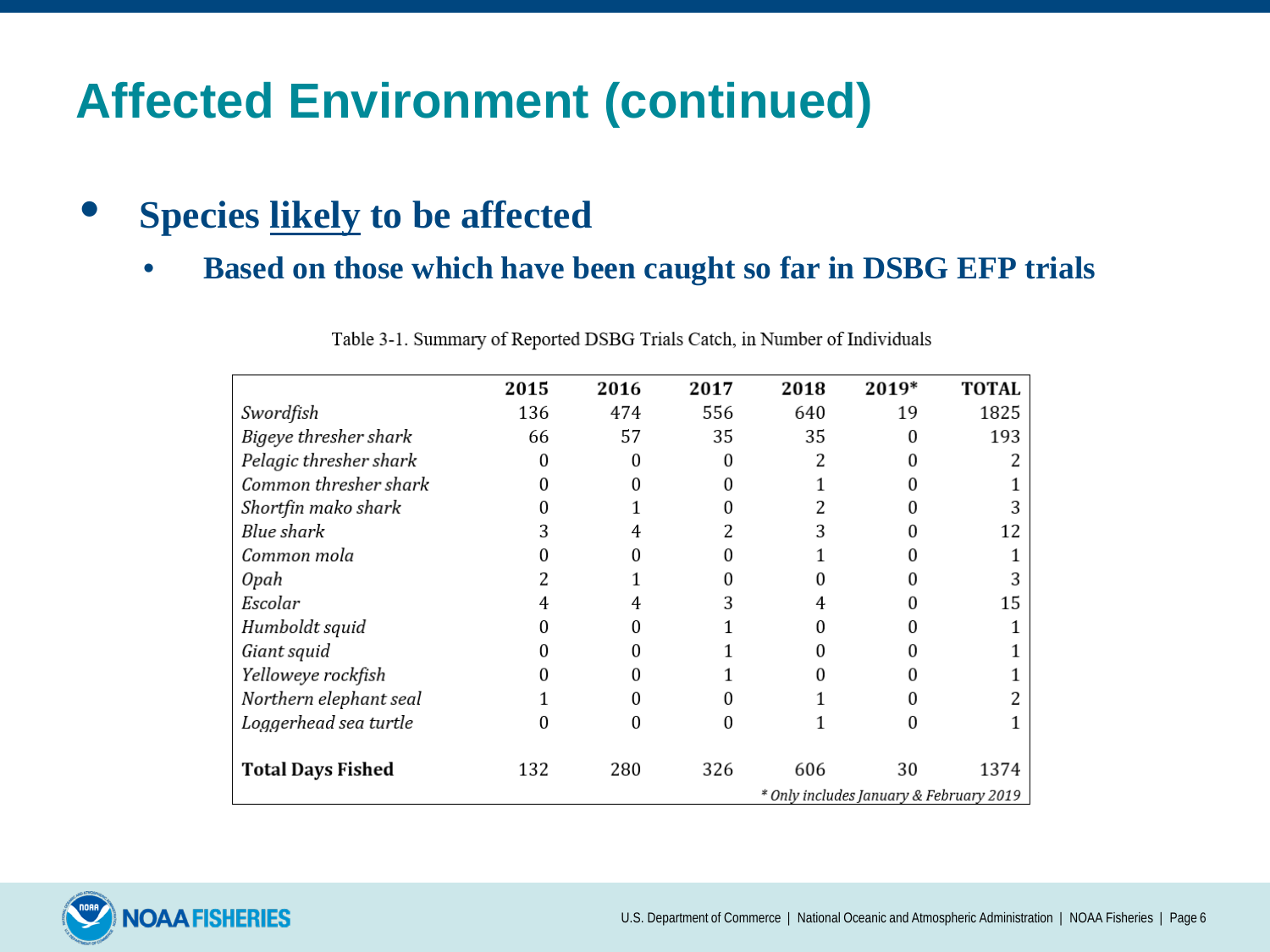# Affected Environment (continued)

- **Species <u>likely</u> to be affected**
  - **Based on those which have been caught so far in DSBG EFP trials**

Table 3-1. Summary of Reported DSBG Trials Catch, in Number of Individuals

| | 2015 | 2016 | 2017 | 2018 | 2019* | TOTAL |
|---|---|---|---|---|---|---|
| *Swordfish* | 136 | 474 | 556 | 640 | 19 | 1825 |
| *Bigeye thresher shark* | 66 | 57 | 35 | 35 | 0 | 193 |
| *Pelagic thresher shark* | 0 | 0 | 0 | 2 | 0 | 2 |
| *Common thresher shark* | 0 | 0 | 0 | 1 | 0 | 1 |
| *Shortfin mako shark* | 0 | 1 | 0 | 2 | 0 | 3 |
| *Blue shark* | 3 | 4 | 2 | 3 | 0 | 12 |
| *Common mola* | 0 | 0 | 0 | 1 | 0 | 1 |
| *Opah* | 2 | 1 | 0 | 0 | 0 | 3 |
| *Escolar* | 4 | 4 | 3 | 4 | 0 | 15 |
| *Humboldt squid* | 0 | 0 | 1 | 0 | 0 | 1 |
| *Giant squid* | 0 | 0 | 1 | 0 | 0 | 1 |
| *Yelloweye rockfish* | 0 | 0 | 1 | 0 | 0 | 1 |
| *Northern elephant seal* | 1 | 0 | 0 | 1 | 0 | 2 |
| *Loggerhead sea turtle* | 0 | 0 | 0 | 1 | 0 | 1 |
| **Total Days Fished** | 132 | 280 | 326 | 606 | 30 | 1374 |

*\* Only includes January & February 2019*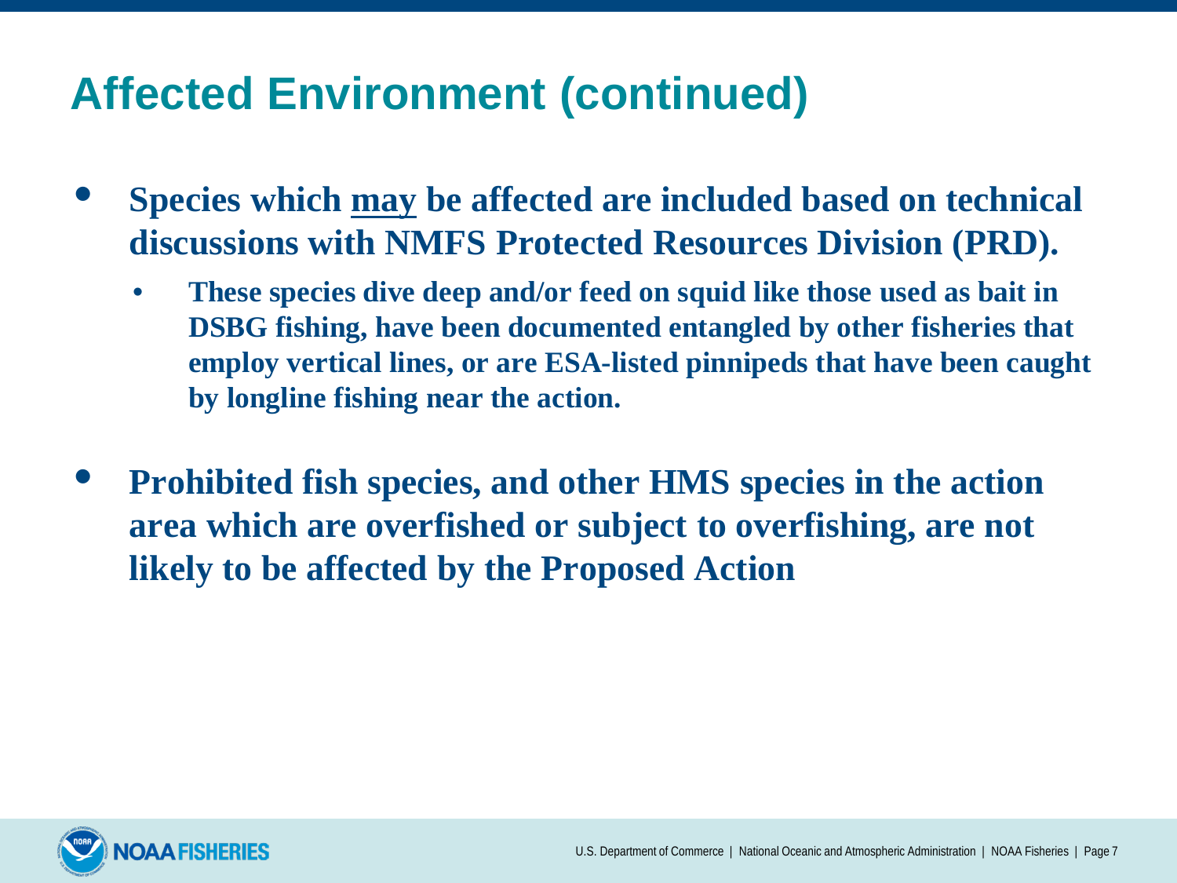# Affected Environment (continued)

- **Species which <u>may</u> be affected are included based on technical discussions with NMFS Protected Resources Division (PRD).**
  - **These species dive deep and/or feed on squid like those used as bait in DSBG fishing, have been documented entangled by other fisheries that employ vertical lines, or are ESA-listed pinnipeds that have been caught by longline fishing near the action.**
- **Prohibited fish species, and other HMS species in the action area which are overfished or subject to overfishing, are not likely to be affected by the Proposed Action**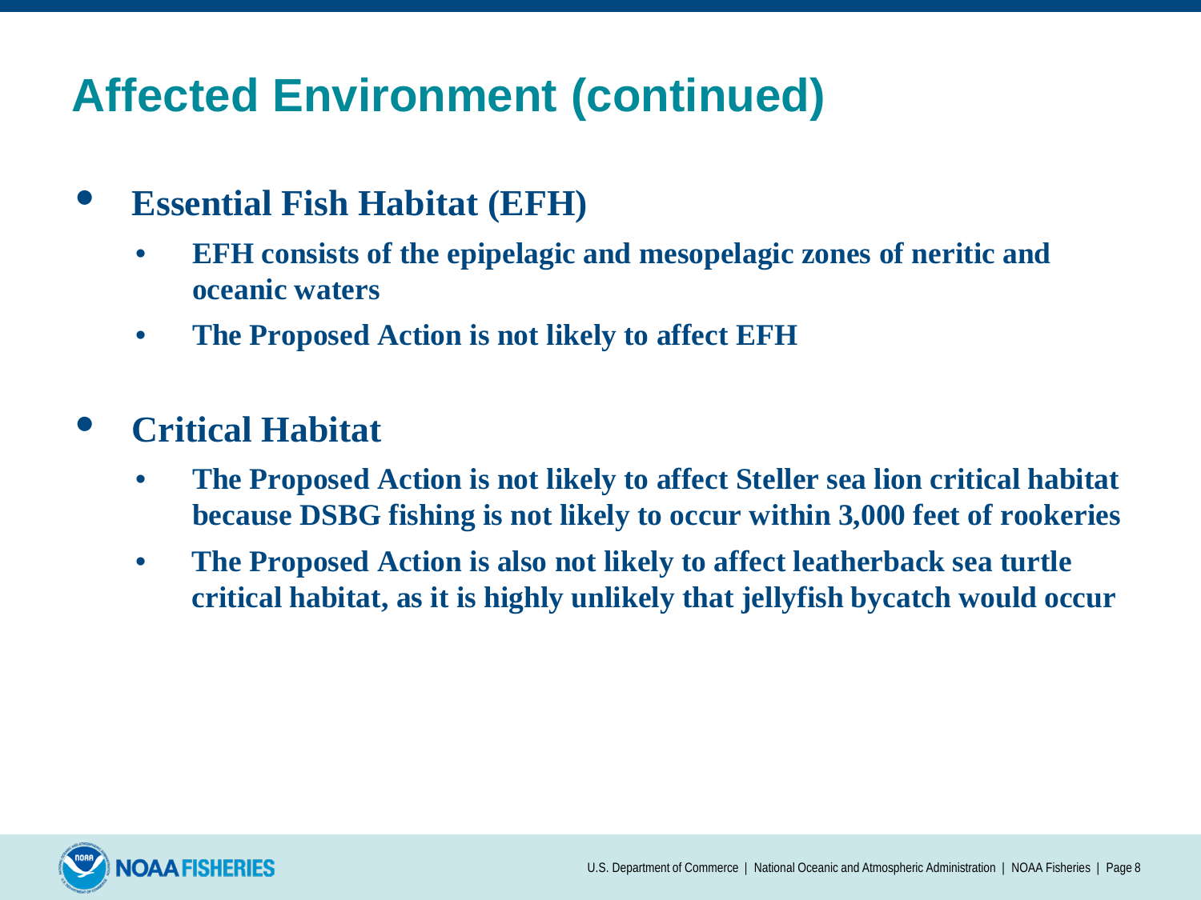# Affected Environment (continued)

- **Essential Fish Habitat (EFH)**
  - **EFH consists of the epipelagic and mesopelagic zones of neritic and oceanic waters**
  - **The Proposed Action is not likely to affect EFH**

- **Critical Habitat**
  - **The Proposed Action is not likely to affect Steller sea lion critical habitat because DSBG fishing is not likely to occur within 3,000 feet of rookeries**
  - **The Proposed Action is also not likely to affect leatherback sea turtle critical habitat, as it is highly unlikely that jellyfish bycatch would occur**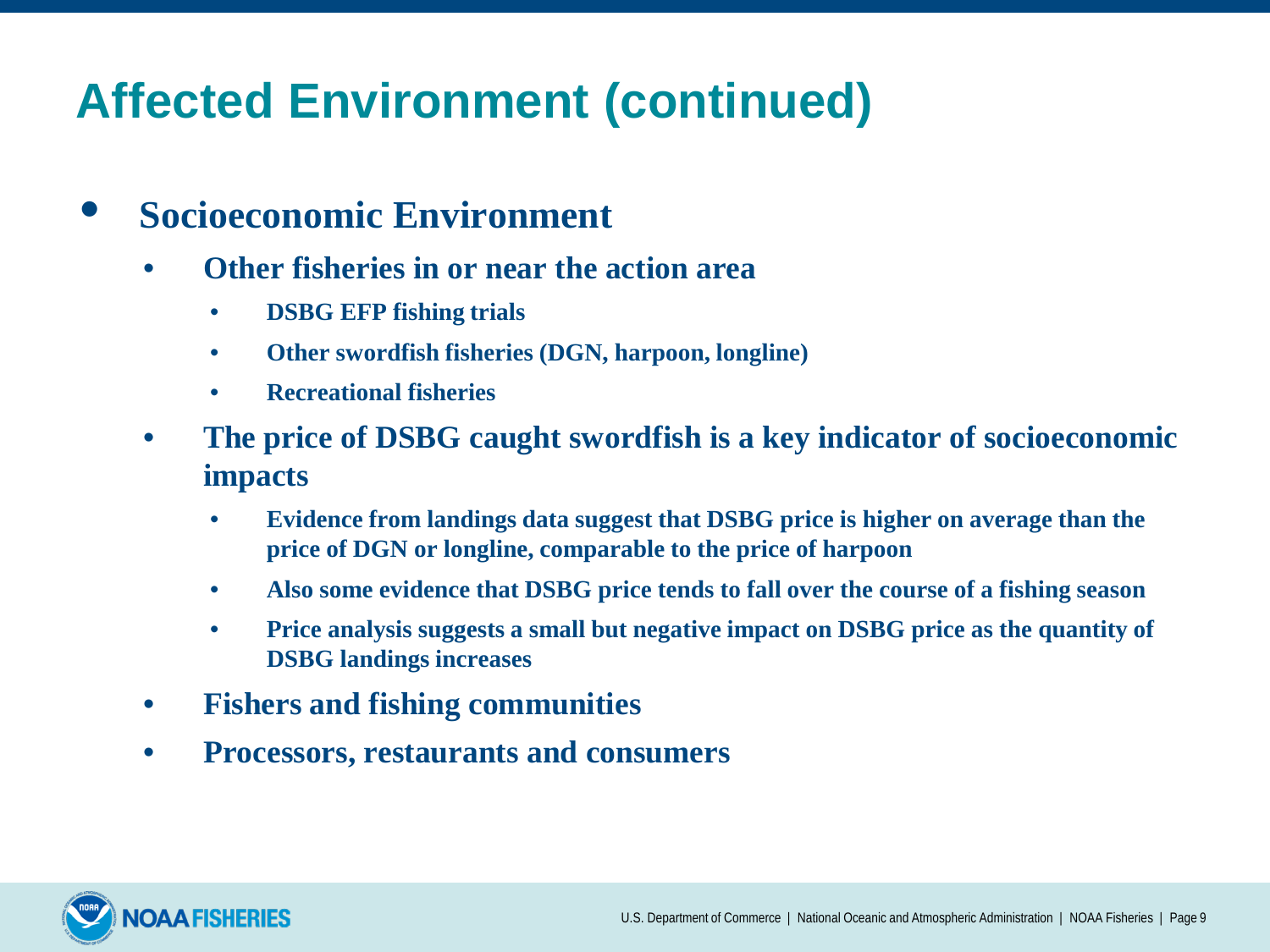# Affected Environment (continued)

- **Socioeconomic Environment**
  - **Other fisheries in or near the action area**
    - **DSBG EFP fishing trials**
    - **Other swordfish fisheries (DGN, harpoon, longline)**
    - **Recreational fisheries**
  - **The price of DSBG caught swordfish is a key indicator of socioeconomic impacts**
    - **Evidence from landings data suggest that DSBG price is higher on average than the price of DGN or longline, comparable to the price of harpoon**
    - **Also some evidence that DSBG price tends to fall over the course of a fishing season**
    - **Price analysis suggests a small but negative impact on DSBG price as the quantity of DSBG landings increases**
  - **Fishers and fishing communities**
  - **Processors, restaurants and consumers**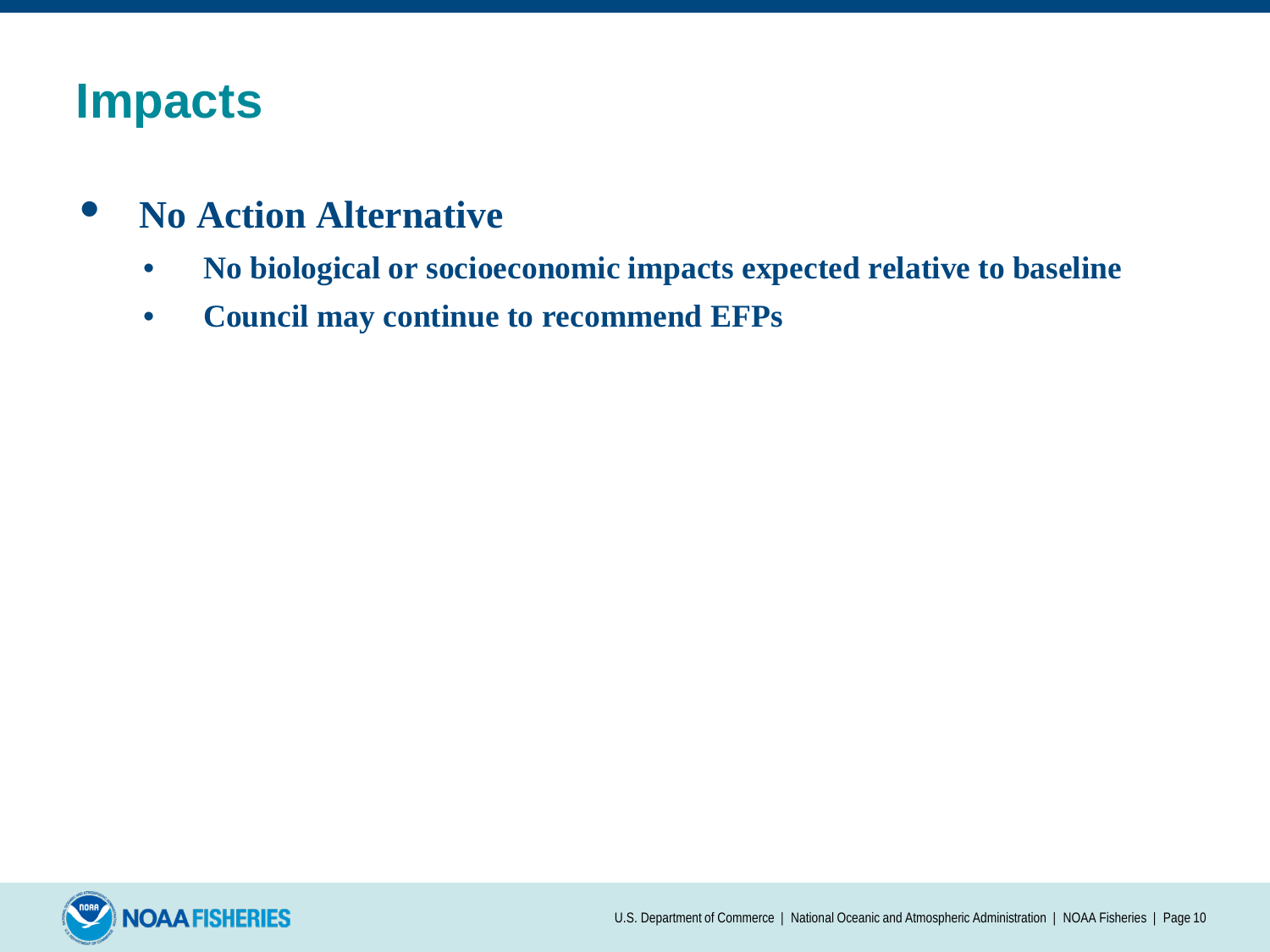# Impacts

- **No Action Alternative**
  - **No biological or socioeconomic impacts expected relative to baseline**
  - **Council may continue to recommend EFPs**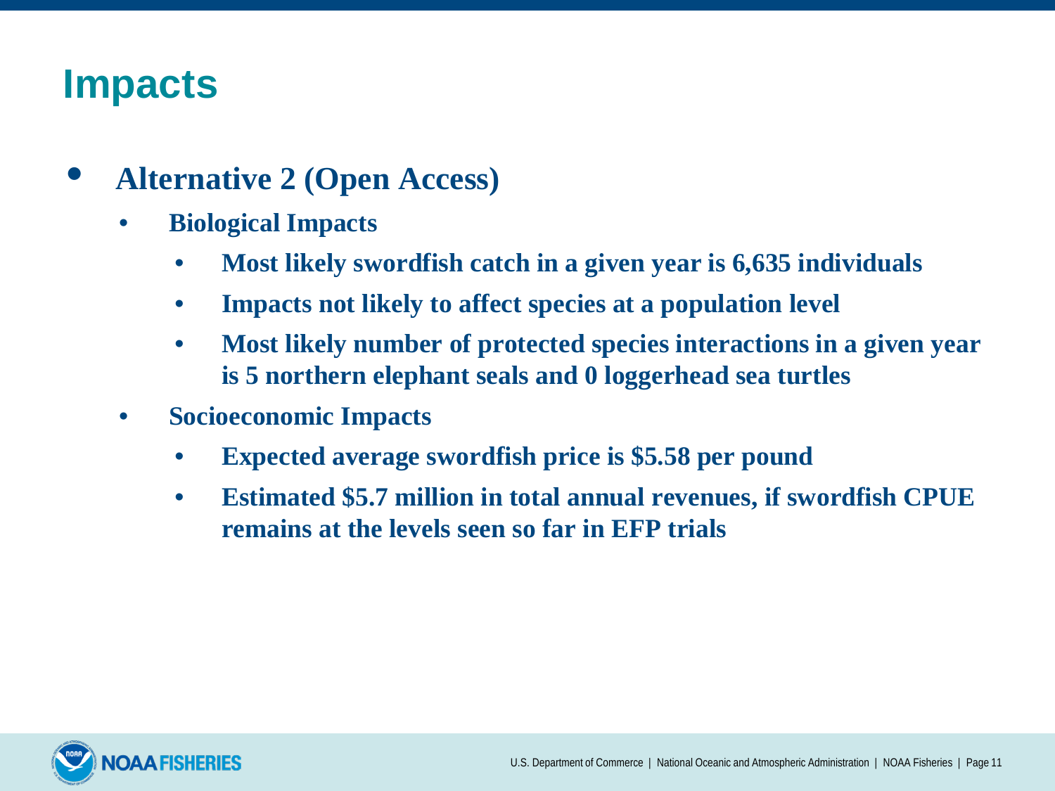# Impacts

- **Alternative 2 (Open Access)**
  - **Biological Impacts**
    - **Most likely swordfish catch in a given year is 6,635 individuals**
    - **Impacts not likely to affect species at a population level**
    - **Most likely number of protected species interactions in a given year is 5 northern elephant seals and 0 loggerhead sea turtles**
  - **Socioeconomic Impacts**
    - **Expected average swordfish price is $5.58 per pound**
    - **Estimated $5.7 million in total annual revenues, if swordfish CPUE remains at the levels seen so far in EFP trials**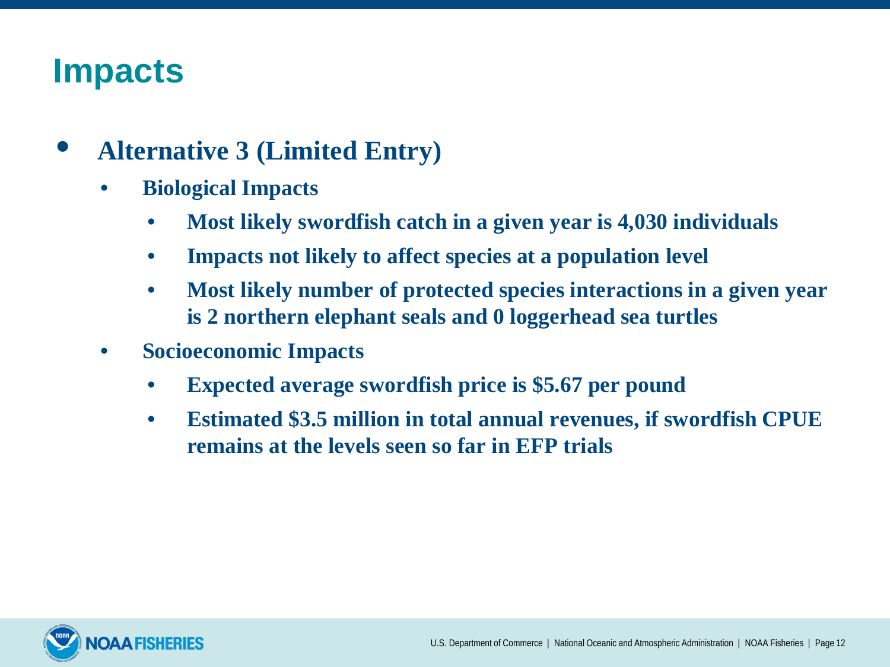# Impacts

- **Alternative 3 (Limited Entry)**
  - **Biological Impacts**
    - **Most likely swordfish catch in a given year is 4,030 individuals**
    - **Impacts not likely to affect species at a population level**
    - **Most likely number of protected species interactions in a given year is 2 northern elephant seals and 0 loggerhead sea turtles**
  - **Socioeconomic Impacts**
    - **Expected average swordfish price is $5.67 per pound**
    - **Estimated $3.5 million in total annual revenues, if swordfish CPUE remains at the levels seen so far in EFP trials**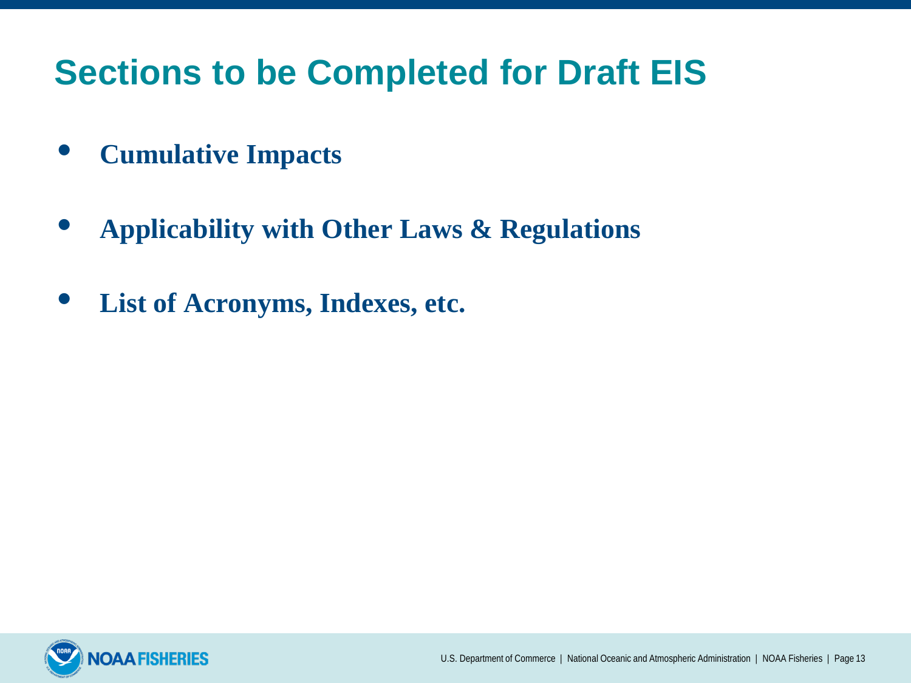# Sections to be Completed for Draft EIS

- **Cumulative Impacts**
- **Applicability with Other Laws & Regulations**
- **List of Acronyms, Indexes, etc.**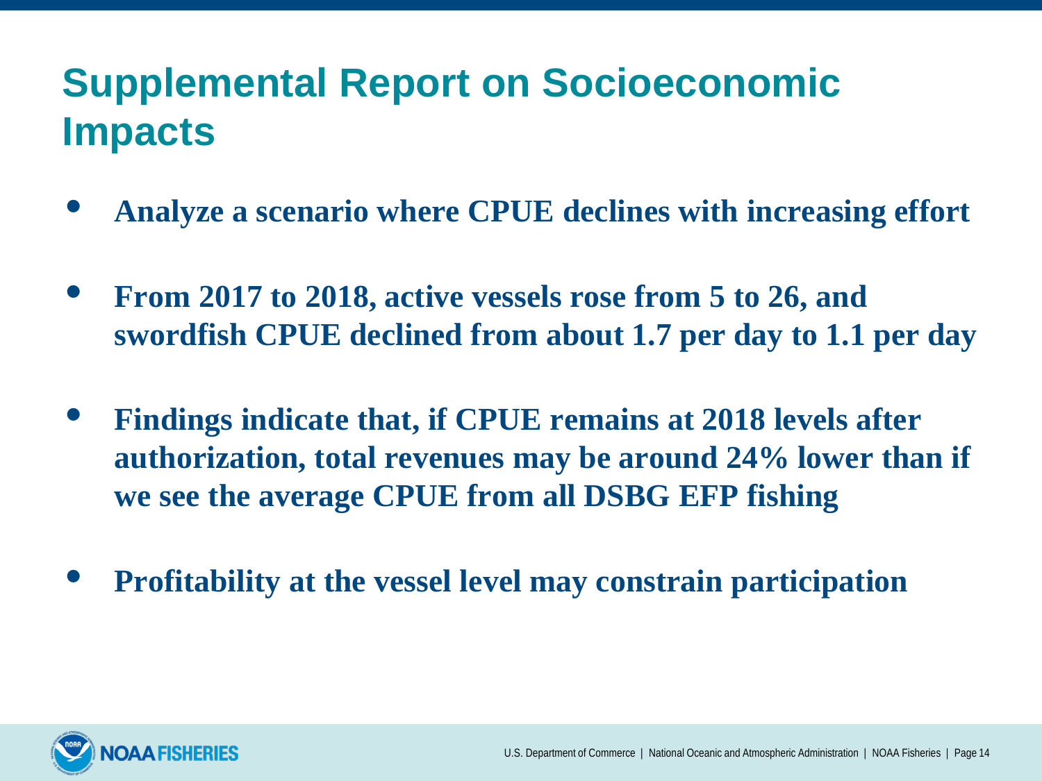# Supplemental Report on Socioeconomic Impacts

- **Analyze a scenario where CPUE declines with increasing effort**
- **From 2017 to 2018, active vessels rose from 5 to 26, and swordfish CPUE declined from about 1.7 per day to 1.1 per day**
- **Findings indicate that, if CPUE remains at 2018 levels after authorization, total revenues may be around 24% lower than if we see the average CPUE from all DSBG EFP fishing**
- **Profitability at the vessel level may constrain participation**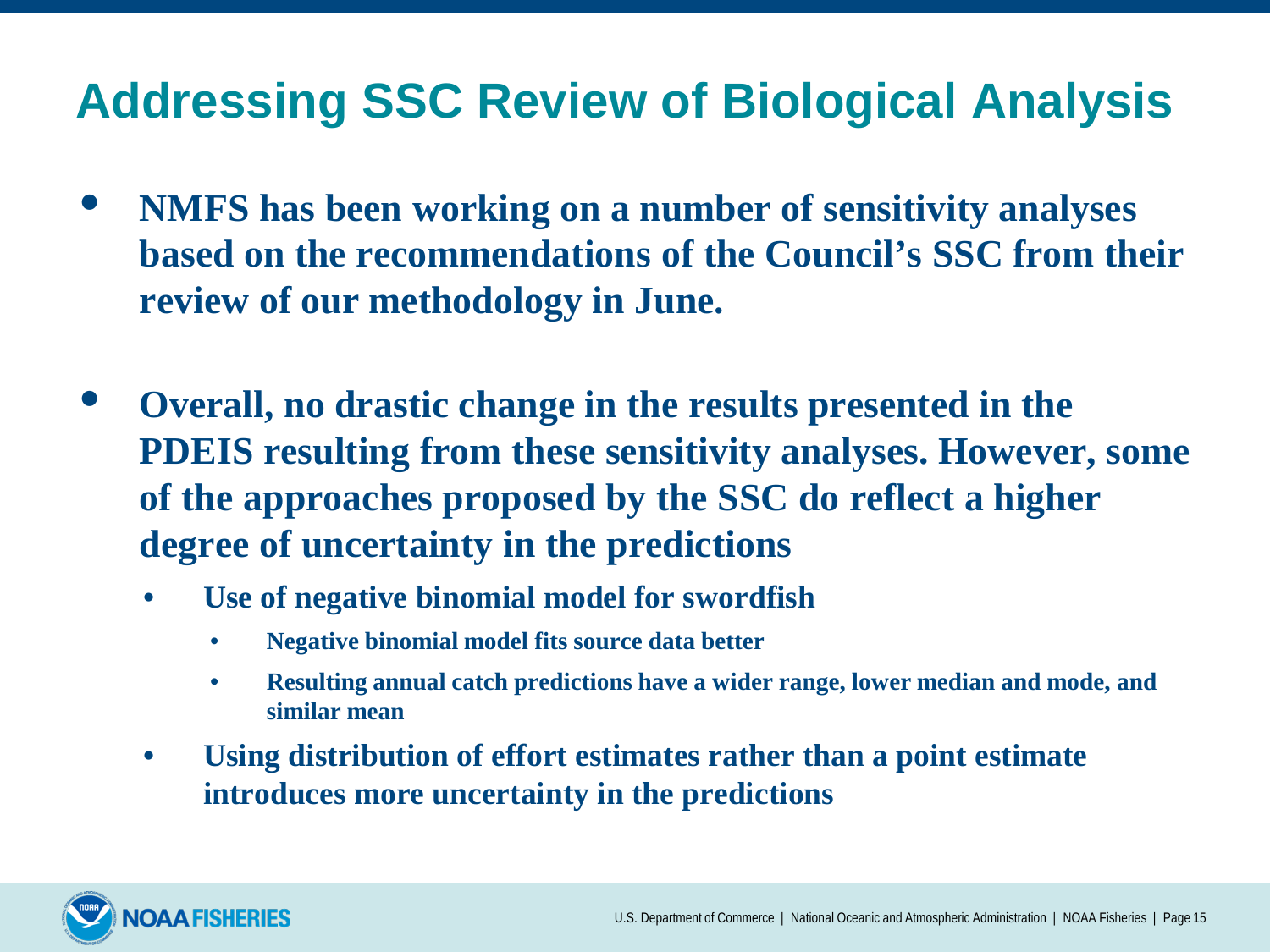# Addressing SSC Review of Biological Analysis

- **NMFS has been working on a number of sensitivity analyses based on the recommendations of the Council's SSC from their review of our methodology in June.**
- **Overall, no drastic change in the results presented in the PDEIS resulting from these sensitivity analyses. However, some of the approaches proposed by the SSC do reflect a higher degree of uncertainty in the predictions**
  - **Use of negative binomial model for swordfish**
    - **Negative binomial model fits source data better**
    - **Resulting annual catch predictions have a wider range, lower median and mode, and similar mean**
  - **Using distribution of effort estimates rather than a point estimate introduces more uncertainty in the predictions**